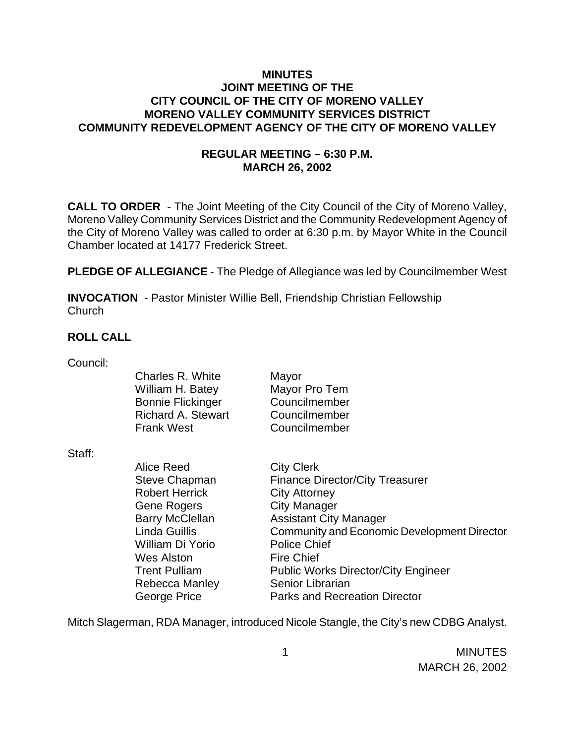# MINUTES
## JOINT MEETING OF THE
## CITY COUNCIL OF THE CITY OF MORENO VALLEY
## MORENO VALLEY COMMUNITY SERVICES DISTRICT
## COMMUNITY REDEVELOPMENT AGENCY OF THE CITY OF MORENO VALLEY

### REGULAR MEETING – 6:30 P.M.
### MARCH 26, 2002

**CALL TO ORDER** - The Joint Meeting of the City Council of the City of Moreno Valley, Moreno Valley Community Services District and the Community Redevelopment Agency of the City of Moreno Valley was called to order at 6:30 p.m. by Mayor White in the Council Chamber located at 14177 Frederick Street.

**PLEDGE OF ALLEGIANCE** - The Pledge of Allegiance was led by Councilmember West

**INVOCATION** - Pastor Minister Willie Bell, Friendship Christian Fellowship Church

**ROLL CALL**

Council:

| | |
|---|---|
| Charles R. White | Mayor |
| William H. Batey | Mayor Pro Tem |
| Bonnie Flickinger | Councilmember |
| Richard A. Stewart | Councilmember |
| Frank West | Councilmember |

Staff:

| | |
|---|---|
| Alice Reed | City Clerk |
| Steve Chapman | Finance Director/City Treasurer |
| Robert Herrick | City Attorney |
| Gene Rogers | City Manager |
| Barry McClellan | Assistant City Manager |
| Linda Guillis | Community and Economic Development Director |
| William Di Yorio | Police Chief |
| Wes Alston | Fire Chief |
| Trent Pulliam | Public Works Director/City Engineer |
| Rebecca Manley | Senior Librarian |
| George Price | Parks and Recreation Director |

Mitch Slagerman, RDA Manager, introduced Nicole Stangle, the City's new CDBG Analyst.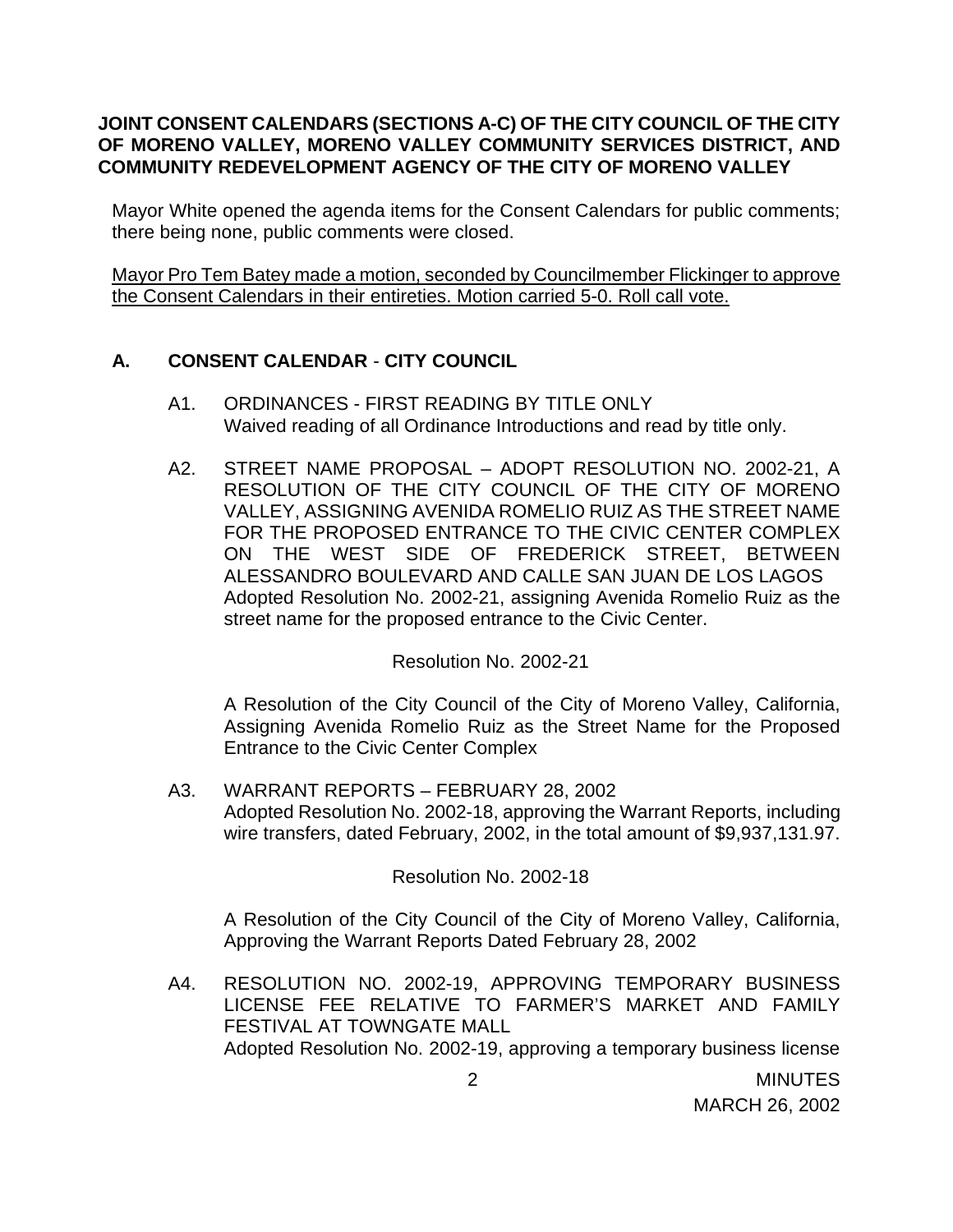**JOINT CONSENT CALENDARS (SECTIONS A-C) OF THE CITY COUNCIL OF THE CITY OF MORENO VALLEY, MORENO VALLEY COMMUNITY SERVICES DISTRICT, AND COMMUNITY REDEVELOPMENT AGENCY OF THE CITY OF MORENO VALLEY**

Mayor White opened the agenda items for the Consent Calendars for public comments; there being none, public comments were closed.

Mayor Pro Tem Batey made a motion, seconded by Councilmember Flickinger to approve the Consent Calendars in their entireties. Motion carried 5-0. Roll call vote.

## A. CONSENT CALENDAR - CITY COUNCIL

A1. ORDINANCES - FIRST READING BY TITLE ONLY
Waived reading of all Ordinance Introductions and read by title only.

A2. STREET NAME PROPOSAL – ADOPT RESOLUTION NO. 2002-21, A RESOLUTION OF THE CITY COUNCIL OF THE CITY OF MORENO VALLEY, ASSIGNING AVENIDA ROMELIO RUIZ AS THE STREET NAME FOR THE PROPOSED ENTRANCE TO THE CIVIC CENTER COMPLEX ON THE WEST SIDE OF FREDERICK STREET, BETWEEN ALESSANDRO BOULEVARD AND CALLE SAN JUAN DE LOS LAGOS
Adopted Resolution No. 2002-21, assigning Avenida Romelio Ruiz as the street name for the proposed entrance to the Civic Center.

Resolution No. 2002-21

A Resolution of the City Council of the City of Moreno Valley, California, Assigning Avenida Romelio Ruiz as the Street Name for the Proposed Entrance to the Civic Center Complex

A3. WARRANT REPORTS – FEBRUARY 28, 2002
Adopted Resolution No. 2002-18, approving the Warrant Reports, including wire transfers, dated February, 2002, in the total amount of $9,937,131.97.

Resolution No. 2002-18

A Resolution of the City Council of the City of Moreno Valley, California, Approving the Warrant Reports Dated February 28, 2002

A4. RESOLUTION NO. 2002-19, APPROVING TEMPORARY BUSINESS LICENSE FEE RELATIVE TO FARMER'S MARKET AND FAMILY FESTIVAL AT TOWNGATE MALL
Adopted Resolution No. 2002-19, approving a temporary business license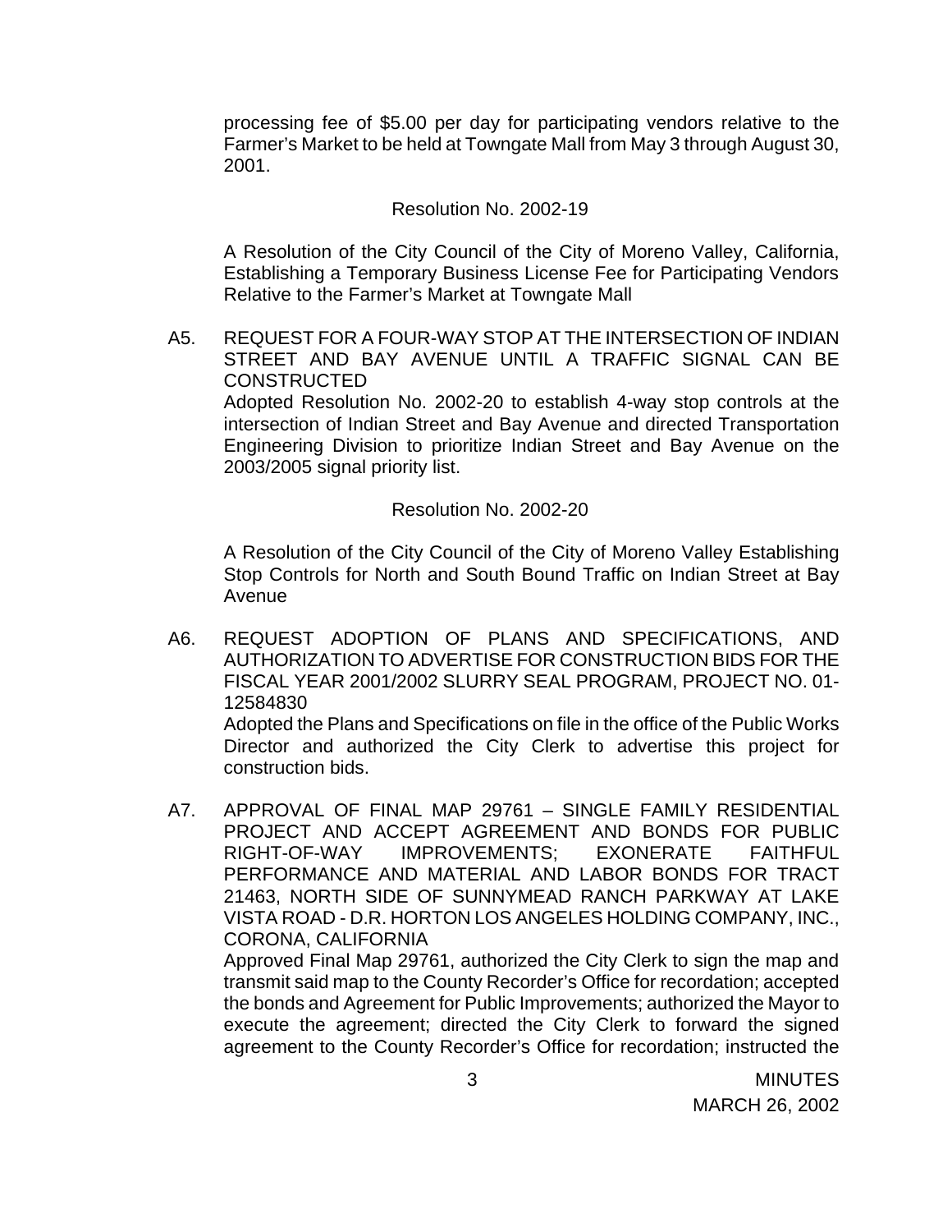processing fee of $5.00 per day for participating vendors relative to the Farmer's Market to be held at Towngate Mall from May 3 through August 30, 2001.

Resolution No. 2002-19

A Resolution of the City Council of the City of Moreno Valley, California, Establishing a Temporary Business License Fee for Participating Vendors Relative to the Farmer's Market at Towngate Mall

A5. REQUEST FOR A FOUR-WAY STOP AT THE INTERSECTION OF INDIAN STREET AND BAY AVENUE UNTIL A TRAFFIC SIGNAL CAN BE CONSTRUCTED
Adopted Resolution No. 2002-20 to establish 4-way stop controls at the intersection of Indian Street and Bay Avenue and directed Transportation Engineering Division to prioritize Indian Street and Bay Avenue on the 2003/2005 signal priority list.

Resolution No. 2002-20

A Resolution of the City Council of the City of Moreno Valley Establishing Stop Controls for North and South Bound Traffic on Indian Street at Bay Avenue

A6. REQUEST ADOPTION OF PLANS AND SPECIFICATIONS, AND AUTHORIZATION TO ADVERTISE FOR CONSTRUCTION BIDS FOR THE FISCAL YEAR 2001/2002 SLURRY SEAL PROGRAM, PROJECT NO. 01-12584830
Adopted the Plans and Specifications on file in the office of the Public Works Director and authorized the City Clerk to advertise this project for construction bids.

A7. APPROVAL OF FINAL MAP 29761 – SINGLE FAMILY RESIDENTIAL PROJECT AND ACCEPT AGREEMENT AND BONDS FOR PUBLIC RIGHT-OF-WAY IMPROVEMENTS; EXONERATE FAITHFUL PERFORMANCE AND MATERIAL AND LABOR BONDS FOR TRACT 21463, NORTH SIDE OF SUNNYMEAD RANCH PARKWAY AT LAKE VISTA ROAD - D.R. HORTON LOS ANGELES HOLDING COMPANY, INC., CORONA, CALIFORNIA
Approved Final Map 29761, authorized the City Clerk to sign the map and transmit said map to the County Recorder's Office for recordation; accepted the bonds and Agreement for Public Improvements; authorized the Mayor to execute the agreement; directed the City Clerk to forward the signed agreement to the County Recorder's Office for recordation; instructed the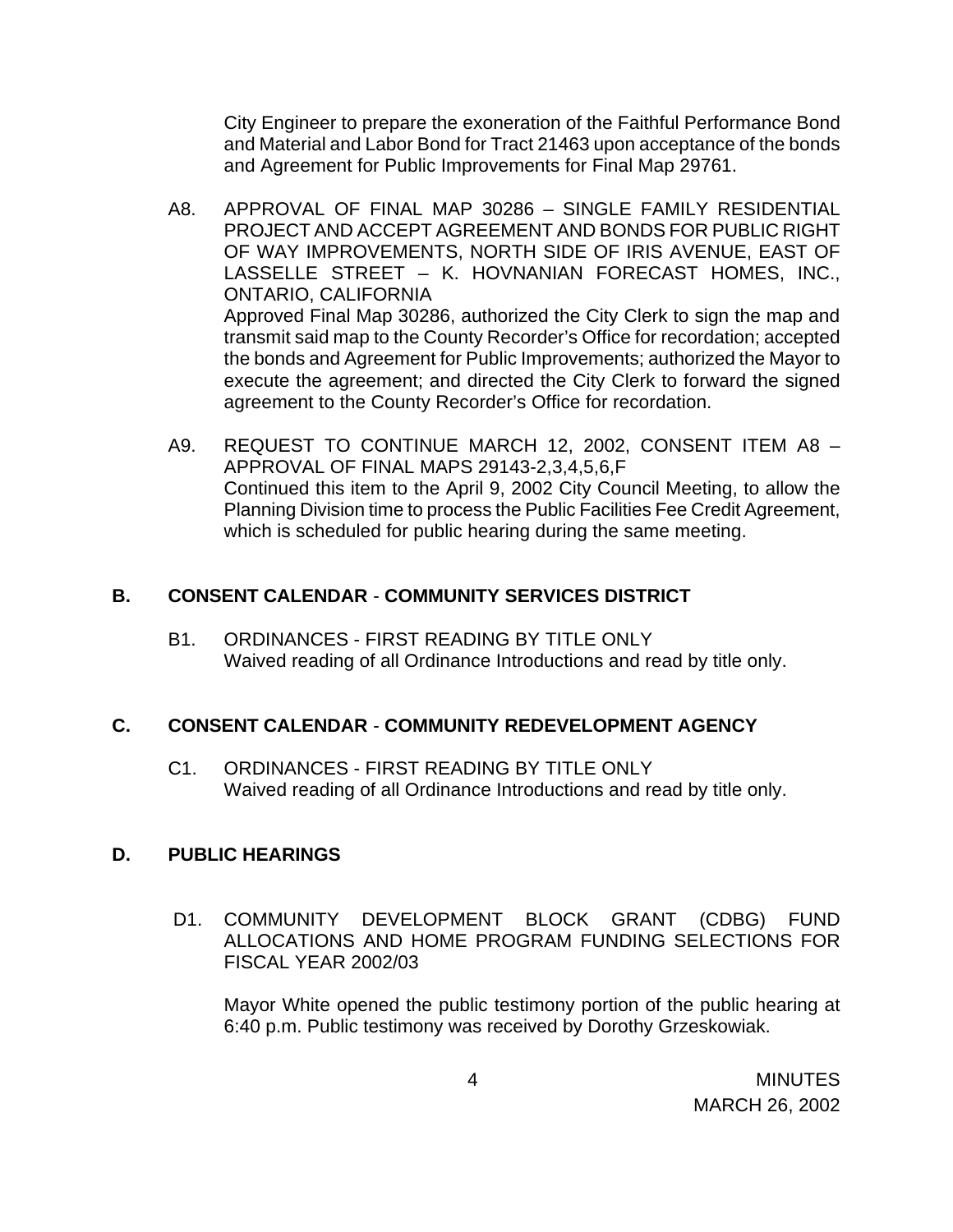City Engineer to prepare the exoneration of the Faithful Performance Bond and Material and Labor Bond for Tract 21463 upon acceptance of the bonds and Agreement for Public Improvements for Final Map 29761.

A8. APPROVAL OF FINAL MAP 30286 – SINGLE FAMILY RESIDENTIAL PROJECT AND ACCEPT AGREEMENT AND BONDS FOR PUBLIC RIGHT OF WAY IMPROVEMENTS, NORTH SIDE OF IRIS AVENUE, EAST OF LASSELLE STREET – K. HOVNANIAN FORECAST HOMES, INC., ONTARIO, CALIFORNIA
Approved Final Map 30286, authorized the City Clerk to sign the map and transmit said map to the County Recorder's Office for recordation; accepted the bonds and Agreement for Public Improvements; authorized the Mayor to execute the agreement; and directed the City Clerk to forward the signed agreement to the County Recorder's Office for recordation.

A9. REQUEST TO CONTINUE MARCH 12, 2002, CONSENT ITEM A8 – APPROVAL OF FINAL MAPS 29143-2,3,4,5,6,F
Continued this item to the April 9, 2002 City Council Meeting, to allow the Planning Division time to process the Public Facilities Fee Credit Agreement, which is scheduled for public hearing during the same meeting.

## B. CONSENT CALENDAR - COMMUNITY SERVICES DISTRICT

B1. ORDINANCES - FIRST READING BY TITLE ONLY
Waived reading of all Ordinance Introductions and read by title only.

## C. CONSENT CALENDAR - COMMUNITY REDEVELOPMENT AGENCY

C1. ORDINANCES - FIRST READING BY TITLE ONLY
Waived reading of all Ordinance Introductions and read by title only.

## D. PUBLIC HEARINGS

D1. COMMUNITY DEVELOPMENT BLOCK GRANT (CDBG) FUND ALLOCATIONS AND HOME PROGRAM FUNDING SELECTIONS FOR FISCAL YEAR 2002/03

Mayor White opened the public testimony portion of the public hearing at 6:40 p.m. Public testimony was received by Dorothy Grzeskowiak.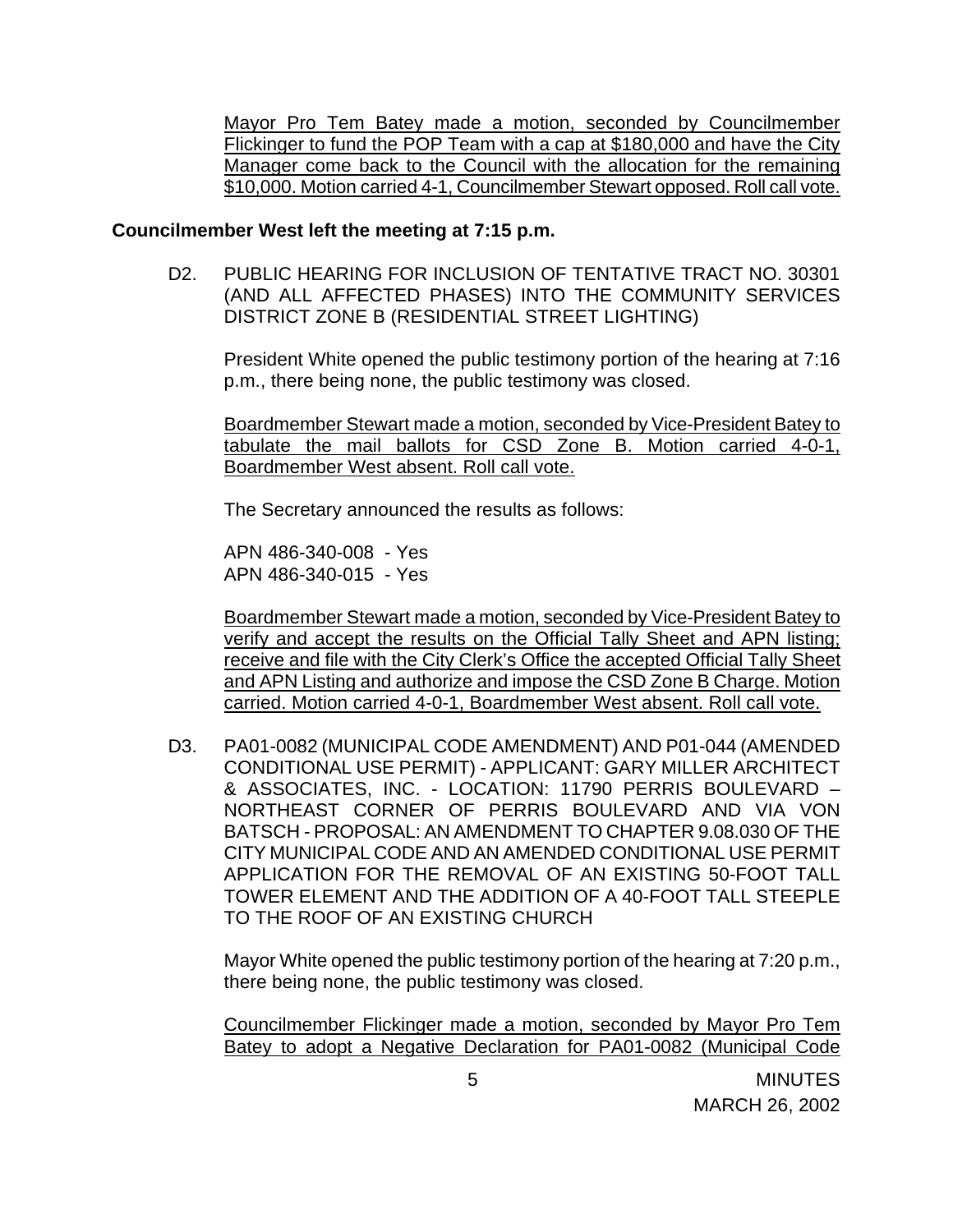Mayor Pro Tem Batey made a motion, seconded by Councilmember Flickinger to fund the POP Team with a cap at $180,000 and have the City Manager come back to the Council with the allocation for the remaining $10,000. Motion carried 4-1, Councilmember Stewart opposed. Roll call vote.

**Councilmember West left the meeting at 7:15 p.m.**

D2. PUBLIC HEARING FOR INCLUSION OF TENTATIVE TRACT NO. 30301 (AND ALL AFFECTED PHASES) INTO THE COMMUNITY SERVICES DISTRICT ZONE B (RESIDENTIAL STREET LIGHTING)

President White opened the public testimony portion of the hearing at 7:16 p.m., there being none, the public testimony was closed.

Boardmember Stewart made a motion, seconded by Vice-President Batey to tabulate the mail ballots for CSD Zone B. Motion carried 4-0-1, Boardmember West absent. Roll call vote.

The Secretary announced the results as follows:

APN 486-340-008 - Yes
APN 486-340-015 - Yes

Boardmember Stewart made a motion, seconded by Vice-President Batey to verify and accept the results on the Official Tally Sheet and APN listing; receive and file with the City Clerk's Office the accepted Official Tally Sheet and APN Listing and authorize and impose the CSD Zone B Charge. Motion carried. Motion carried 4-0-1, Boardmember West absent. Roll call vote.

D3. PA01-0082 (MUNICIPAL CODE AMENDMENT) AND P01-044 (AMENDED CONDITIONAL USE PERMIT) - APPLICANT: GARY MILLER ARCHITECT & ASSOCIATES, INC. - LOCATION: 11790 PERRIS BOULEVARD – NORTHEAST CORNER OF PERRIS BOULEVARD AND VIA VON BATSCH - PROPOSAL: AN AMENDMENT TO CHAPTER 9.08.030 OF THE CITY MUNICIPAL CODE AND AN AMENDED CONDITIONAL USE PERMIT APPLICATION FOR THE REMOVAL OF AN EXISTING 50-FOOT TALL TOWER ELEMENT AND THE ADDITION OF A 40-FOOT TALL STEEPLE TO THE ROOF OF AN EXISTING CHURCH

Mayor White opened the public testimony portion of the hearing at 7:20 p.m., there being none, the public testimony was closed.

Councilmember Flickinger made a motion, seconded by Mayor Pro Tem Batey to adopt a Negative Declaration for PA01-0082 (Municipal Code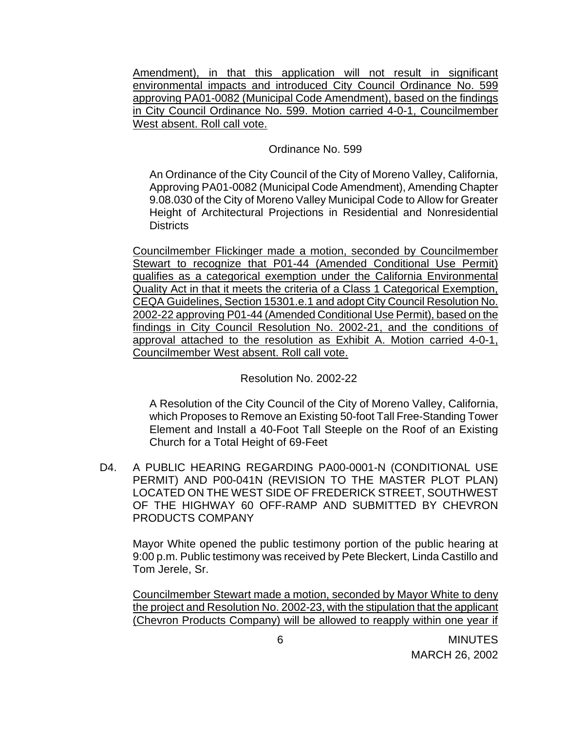Amendment), in that this application will not result in significant environmental impacts and introduced City Council Ordinance No. 599 approving PA01-0082 (Municipal Code Amendment), based on the findings in City Council Ordinance No. 599. Motion carried 4-0-1, Councilmember West absent. Roll call vote.

Ordinance No. 599

An Ordinance of the City Council of the City of Moreno Valley, California, Approving PA01-0082 (Municipal Code Amendment), Amending Chapter 9.08.030 of the City of Moreno Valley Municipal Code to Allow for Greater Height of Architectural Projections in Residential and Nonresidential Districts

Councilmember Flickinger made a motion, seconded by Councilmember Stewart to recognize that P01-44 (Amended Conditional Use Permit) qualifies as a categorical exemption under the California Environmental Quality Act in that it meets the criteria of a Class 1 Categorical Exemption, CEQA Guidelines, Section 15301.e.1 and adopt City Council Resolution No. 2002-22 approving P01-44 (Amended Conditional Use Permit), based on the findings in City Council Resolution No. 2002-21, and the conditions of approval attached to the resolution as Exhibit A. Motion carried 4-0-1, Councilmember West absent. Roll call vote.

Resolution No. 2002-22

A Resolution of the City Council of the City of Moreno Valley, California, which Proposes to Remove an Existing 50-foot Tall Free-Standing Tower Element and Install a 40-Foot Tall Steeple on the Roof of an Existing Church for a Total Height of 69-Feet

D4. A PUBLIC HEARING REGARDING PA00-0001-N (CONDITIONAL USE PERMIT) AND P00-041N (REVISION TO THE MASTER PLOT PLAN) LOCATED ON THE WEST SIDE OF FREDERICK STREET, SOUTHWEST OF THE HIGHWAY 60 OFF-RAMP AND SUBMITTED BY CHEVRON PRODUCTS COMPANY

Mayor White opened the public testimony portion of the public hearing at 9:00 p.m. Public testimony was received by Pete Bleckert, Linda Castillo and Tom Jerele, Sr.

Councilmember Stewart made a motion, seconded by Mayor White to deny the project and Resolution No. 2002-23, with the stipulation that the applicant (Chevron Products Company) will be allowed to reapply within one year if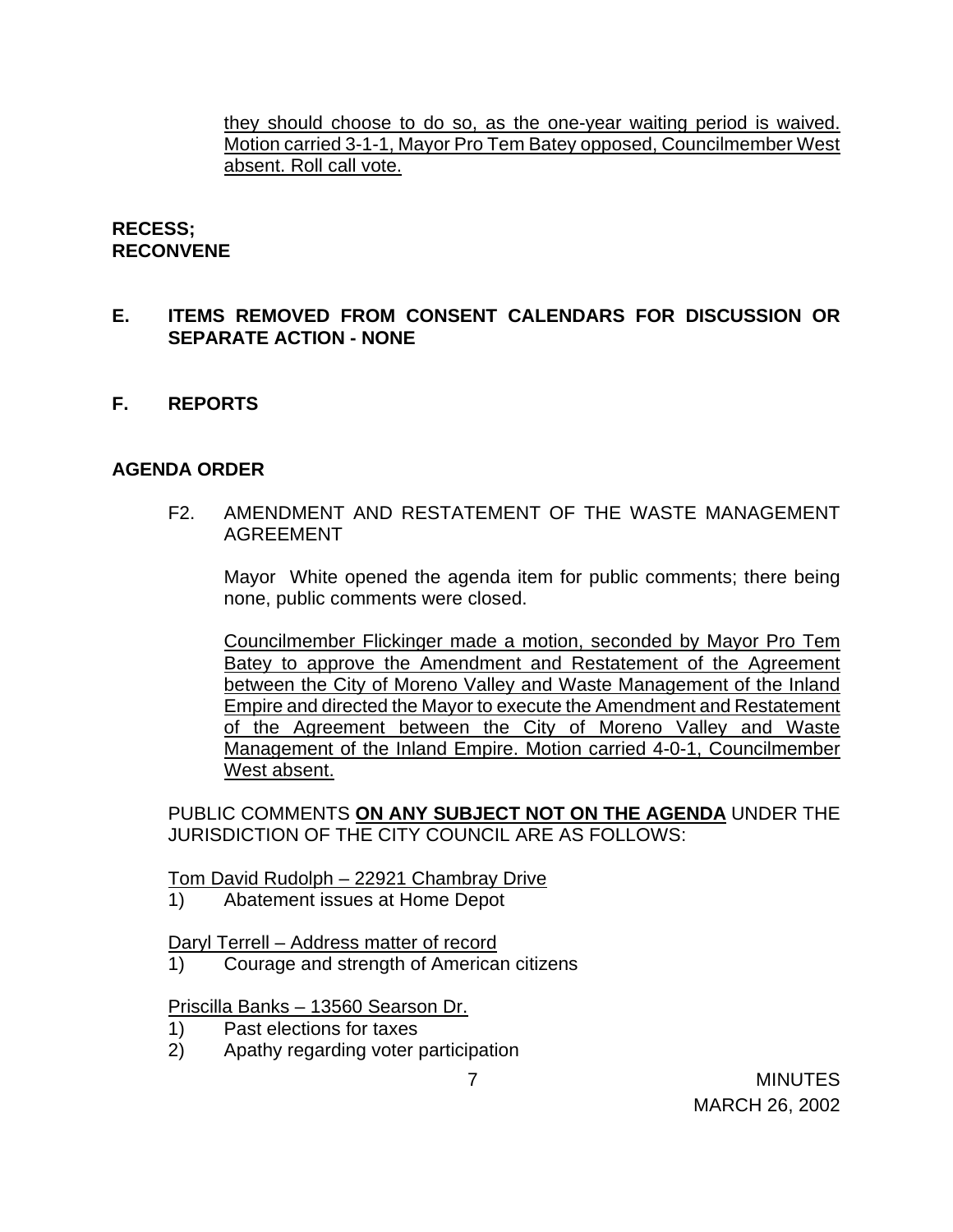they should choose to do so, as the one-year waiting period is waived. Motion carried 3-1-1, Mayor Pro Tem Batey opposed, Councilmember West absent. Roll call vote.

**RECESS;**
**RECONVENE**

## E. ITEMS REMOVED FROM CONSENT CALENDARS FOR DISCUSSION OR SEPARATE ACTION - NONE

## F. REPORTS

**AGENDA ORDER**

F2. AMENDMENT AND RESTATEMENT OF THE WASTE MANAGEMENT AGREEMENT

Mayor White opened the agenda item for public comments; there being none, public comments were closed.

Councilmember Flickinger made a motion, seconded by Mayor Pro Tem Batey to approve the Amendment and Restatement of the Agreement between the City of Moreno Valley and Waste Management of the Inland Empire and directed the Mayor to execute the Amendment and Restatement of the Agreement between the City of Moreno Valley and Waste Management of the Inland Empire. Motion carried 4-0-1, Councilmember West absent.

PUBLIC COMMENTS **ON ANY SUBJECT NOT ON THE AGENDA** UNDER THE JURISDICTION OF THE CITY COUNCIL ARE AS FOLLOWS:

Tom David Rudolph – 22921 Chambray Drive
1) Abatement issues at Home Depot

Daryl Terrell – Address matter of record
1) Courage and strength of American citizens

Priscilla Banks – 13560 Searson Dr.
1) Past elections for taxes
2) Apathy regarding voter participation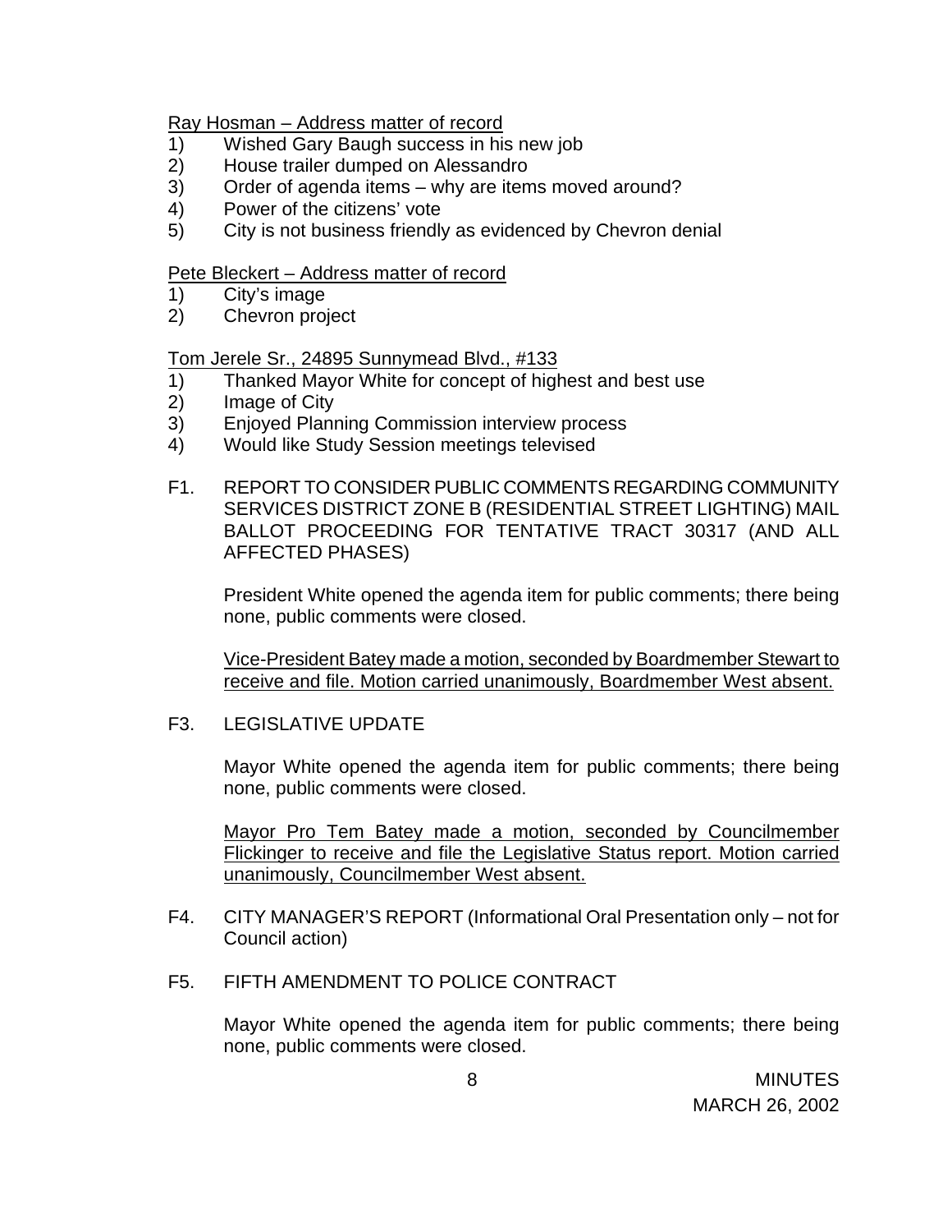Ray Hosman – Address matter of record

1) Wished Gary Baugh success in his new job
2) House trailer dumped on Alessandro
3) Order of agenda items – why are items moved around?
4) Power of the citizens' vote
5) City is not business friendly as evidenced by Chevron denial

Pete Bleckert – Address matter of record

1) City's image
2) Chevron project

Tom Jerele Sr., 24895 Sunnymead Blvd., #133

1) Thanked Mayor White for concept of highest and best use
2) Image of City
3) Enjoyed Planning Commission interview process
4) Would like Study Session meetings televised

F1. REPORT TO CONSIDER PUBLIC COMMENTS REGARDING COMMUNITY SERVICES DISTRICT ZONE B (RESIDENTIAL STREET LIGHTING) MAIL BALLOT PROCEEDING FOR TENTATIVE TRACT 30317 (AND ALL AFFECTED PHASES)

President White opened the agenda item for public comments; there being none, public comments were closed.

Vice-President Batey made a motion, seconded by Boardmember Stewart to receive and file. Motion carried unanimously, Boardmember West absent.

F3. LEGISLATIVE UPDATE

Mayor White opened the agenda item for public comments; there being none, public comments were closed.

Mayor Pro Tem Batey made a motion, seconded by Councilmember Flickinger to receive and file the Legislative Status report. Motion carried unanimously, Councilmember West absent.

F4. CITY MANAGER'S REPORT (Informational Oral Presentation only – not for Council action)

F5. FIFTH AMENDMENT TO POLICE CONTRACT

Mayor White opened the agenda item for public comments; there being none, public comments were closed.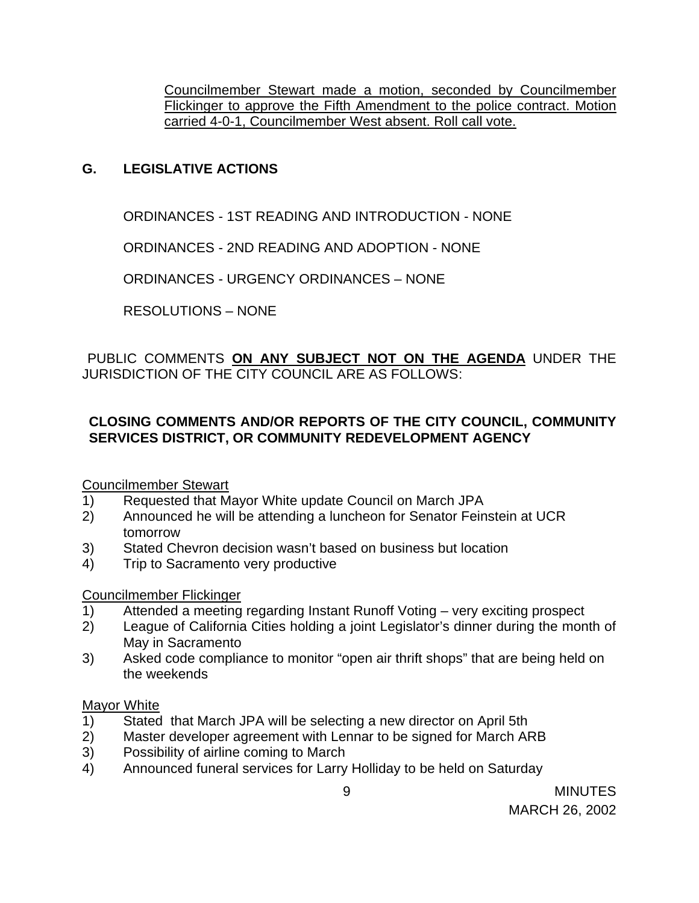Councilmember Stewart made a motion, seconded by Councilmember Flickinger to approve the Fifth Amendment to the police contract. Motion carried 4-0-1, Councilmember West absent. Roll call vote.

## G. LEGISLATIVE ACTIONS

ORDINANCES - 1ST READING AND INTRODUCTION - NONE

ORDINANCES - 2ND READING AND ADOPTION - NONE

ORDINANCES - URGENCY ORDINANCES – NONE

RESOLUTIONS – NONE

PUBLIC COMMENTS **ON ANY SUBJECT NOT ON THE AGENDA** UNDER THE JURISDICTION OF THE CITY COUNCIL ARE AS FOLLOWS:

**CLOSING COMMENTS AND/OR REPORTS OF THE CITY COUNCIL, COMMUNITY SERVICES DISTRICT, OR COMMUNITY REDEVELOPMENT AGENCY**

Councilmember Stewart

1) Requested that Mayor White update Council on March JPA
2) Announced he will be attending a luncheon for Senator Feinstein at UCR tomorrow
3) Stated Chevron decision wasn't based on business but location
4) Trip to Sacramento very productive

Councilmember Flickinger

1) Attended a meeting regarding Instant Runoff Voting – very exciting prospect
2) League of California Cities holding a joint Legislator's dinner during the month of May in Sacramento
3) Asked code compliance to monitor "open air thrift shops" that are being held on the weekends

Mayor White

1) Stated that March JPA will be selecting a new director on April 5th
2) Master developer agreement with Lennar to be signed for March ARB
3) Possibility of airline coming to March
4) Announced funeral services for Larry Holliday to be held on Saturday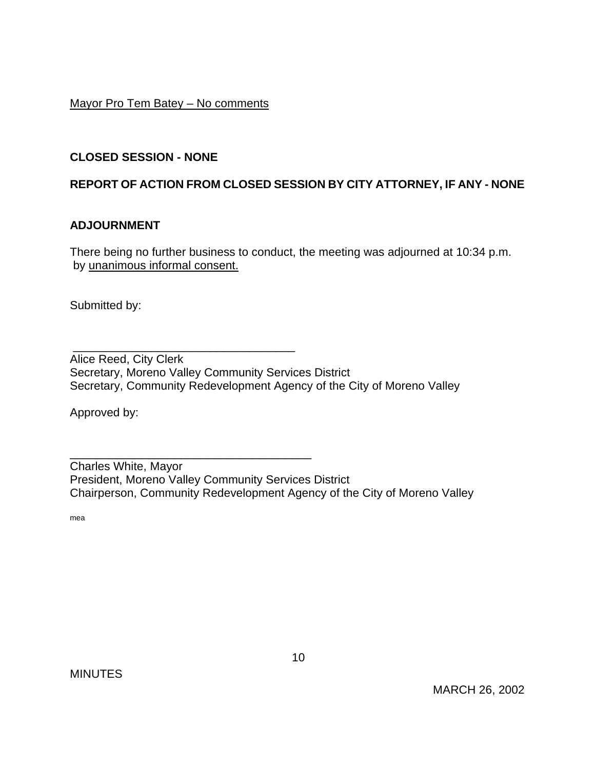Mayor Pro Tem Batey – No comments

**CLOSED SESSION - NONE**

**REPORT OF ACTION FROM CLOSED SESSION BY CITY ATTORNEY, IF ANY - NONE**

**ADJOURNMENT**

There being no further business to conduct, the meeting was adjourned at 10:34 p.m. by unanimous informal consent.

Submitted by:

\_\_\_\_\_\_\_\_\_\_\_\_\_\_\_\_\_\_\_\_\_\_\_\_\_\_\_\_\_\_\_\_\_\_\_\_
Alice Reed, City Clerk
Secretary, Moreno Valley Community Services District
Secretary, Community Redevelopment Agency of the City of Moreno Valley

Approved by:

\_\_\_\_\_\_\_\_\_\_\_\_\_\_\_\_\_\_\_\_\_\_\_\_\_\_\_\_\_\_\_\_\_\_\_\_\_\_
Charles White, Mayor
President, Moreno Valley Community Services District
Chairperson, Community Redevelopment Agency of the City of Moreno Valley

mea